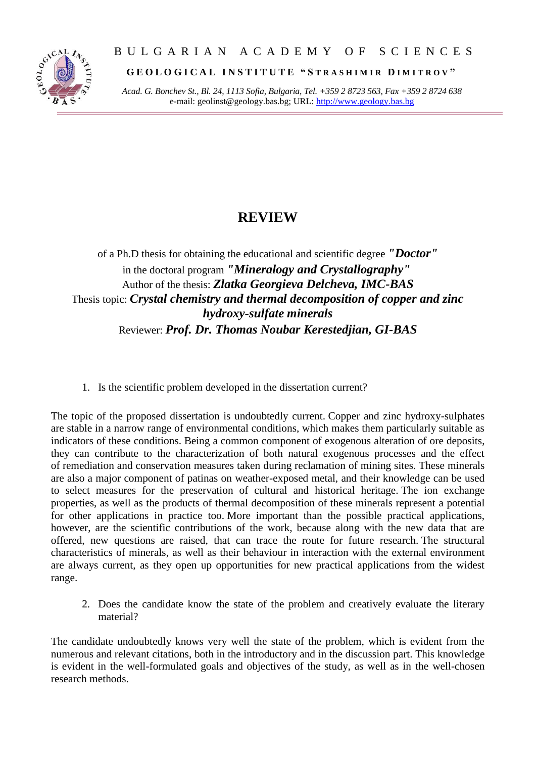B U L G A R I A N   A C A D E M Y   O F   S C I E N C E S

**GEOLOGICAL INSTITUTE "STRASHIMIR DIMITROV"**

*Acad. G. Bonchev St., Bl. 24, 1113 Sofia, Bulgaria, Tel. +359 2 8723 563, Fax +359 2 8724 638*
e-mail: geolinst@geology.bas.bg; URL: http://www.geology.bas.bg

# REVIEW

of a Ph.D thesis for obtaining the educational and scientific degree ***"Doctor"***
in the doctoral program ***"Mineralogy and Crystallography"***
Author of the thesis: ***Zlatka Georgieva Delcheva, IMC-BAS***
Thesis topic: ***Crystal chemistry and thermal decomposition of copper and zinc hydroxy-sulfate minerals***
Reviewer: ***Prof. Dr. Thomas Noubar Kerestedjian, GI-BAS***

1. Is the scientific problem developed in the dissertation current?

The topic of the proposed dissertation is undoubtedly current. Copper and zinc hydroxy-sulphates are stable in a narrow range of environmental conditions, which makes them particularly suitable as indicators of these conditions. Being a common component of exogenous alteration of ore deposits, they can contribute to the characterization of both natural exogenous processes and the effect of remediation and conservation measures taken during reclamation of mining sites. These minerals are also a major component of patinas on weather-exposed metal, and their knowledge can be used to select measures for the preservation of cultural and historical heritage. The ion exchange properties, as well as the products of thermal decomposition of these minerals represent a potential for other applications in practice too. More important than the possible practical applications, however, are the scientific contributions of the work, because along with the new data that are offered, new questions are raised, that can trace the route for future research. The structural characteristics of minerals, as well as their behaviour in interaction with the external environment are always current, as they open up opportunities for new practical applications from the widest range.

2. Does the candidate know the state of the problem and creatively evaluate the literary material?

The candidate undoubtedly knows very well the state of the problem, which is evident from the numerous and relevant citations, both in the introductory and in the discussion part. This knowledge is evident in the well-formulated goals and objectives of the study, as well as in the well-chosen research methods.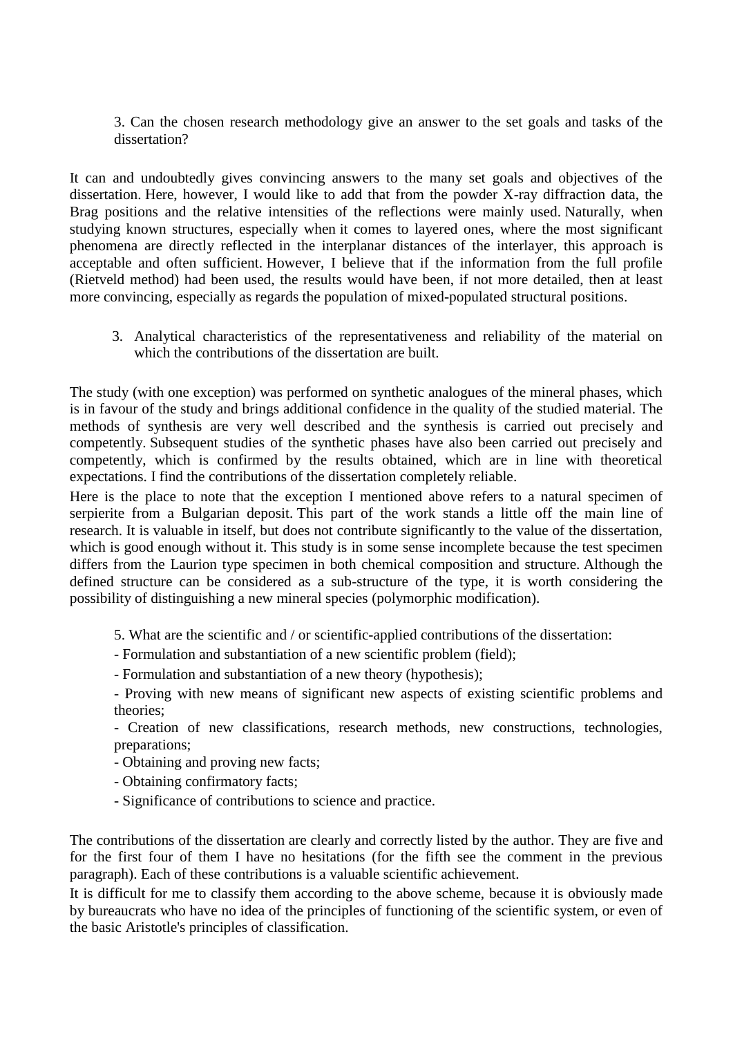3. Can the chosen research methodology give an answer to the set goals and tasks of the dissertation?

It can and undoubtedly gives convincing answers to the many set goals and objectives of the dissertation. Here, however, I would like to add that from the powder X-ray diffraction data, the Brag positions and the relative intensities of the reflections were mainly used. Naturally, when studying known structures, especially when it comes to layered ones, where the most significant phenomena are directly reflected in the interplanar distances of the interlayer, this approach is acceptable and often sufficient. However, I believe that if the information from the full profile (Rietveld method) had been used, the results would have been, if not more detailed, then at least more convincing, especially as regards the population of mixed-populated structural positions.

3. Analytical characteristics of the representativeness and reliability of the material on which the contributions of the dissertation are built.

The study (with one exception) was performed on synthetic analogues of the mineral phases, which is in favour of the study and brings additional confidence in the quality of the studied material. The methods of synthesis are very well described and the synthesis is carried out precisely and competently. Subsequent studies of the synthetic phases have also been carried out precisely and competently, which is confirmed by the results obtained, which are in line with theoretical expectations. I find the contributions of the dissertation completely reliable.

Here is the place to note that the exception I mentioned above refers to a natural specimen of serpierite from a Bulgarian deposit. This part of the work stands a little off the main line of research. It is valuable in itself, but does not contribute significantly to the value of the dissertation, which is good enough without it. This study is in some sense incomplete because the test specimen differs from the Laurion type specimen in both chemical composition and structure. Although the defined structure can be considered as a sub-structure of the type, it is worth considering the possibility of distinguishing a new mineral species (polymorphic modification).

5. What are the scientific and / or scientific-applied contributions of the dissertation:

- Formulation and substantiation of a new scientific problem (field);
- Formulation and substantiation of a new theory (hypothesis);
- Proving with new means of significant new aspects of existing scientific problems and theories;
- Creation of new classifications, research methods, new constructions, technologies, preparations;
- Obtaining and proving new facts;
- Obtaining confirmatory facts;
- Significance of contributions to science and practice.

The contributions of the dissertation are clearly and correctly listed by the author. They are five and for the first four of them I have no hesitations (for the fifth see the comment in the previous paragraph). Each of these contributions is a valuable scientific achievement.

It is difficult for me to classify them according to the above scheme, because it is obviously made by bureaucrats who have no idea of the principles of functioning of the scientific system, or even of the basic Aristotle's principles of classification.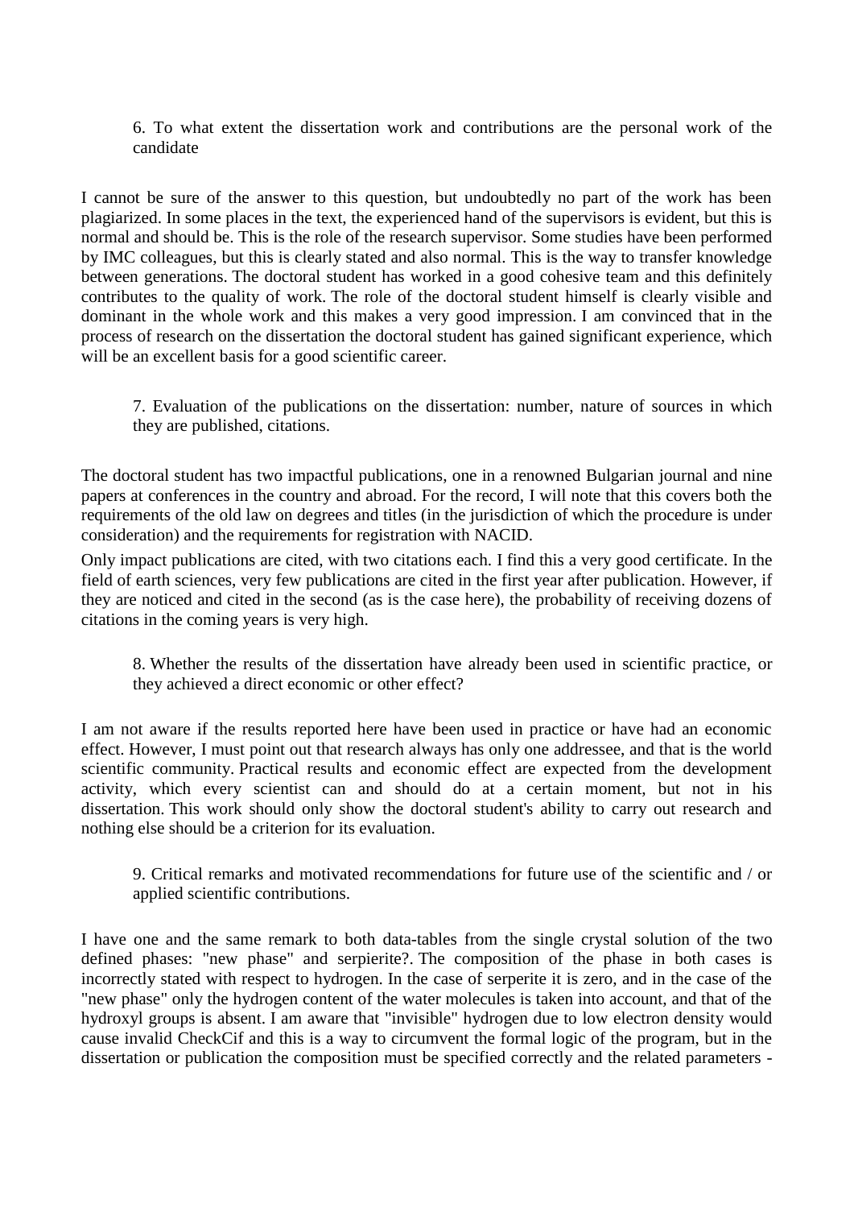6. To what extent the dissertation work and contributions are the personal work of the candidate

I cannot be sure of the answer to this question, but undoubtedly no part of the work has been plagiarized. In some places in the text, the experienced hand of the supervisors is evident, but this is normal and should be. This is the role of the research supervisor. Some studies have been performed by IMC colleagues, but this is clearly stated and also normal. This is the way to transfer knowledge between generations. The doctoral student has worked in a good cohesive team and this definitely contributes to the quality of work. The role of the doctoral student himself is clearly visible and dominant in the whole work and this makes a very good impression. I am convinced that in the process of research on the dissertation the doctoral student has gained significant experience, which will be an excellent basis for a good scientific career.

7. Evaluation of the publications on the dissertation: number, nature of sources in which they are published, citations.

The doctoral student has two impactful publications, one in a renowned Bulgarian journal and nine papers at conferences in the country and abroad. For the record, I will note that this covers both the requirements of the old law on degrees and titles (in the jurisdiction of which the procedure is under consideration) and the requirements for registration with NACID.

Only impact publications are cited, with two citations each. I find this a very good certificate. In the field of earth sciences, very few publications are cited in the first year after publication. However, if they are noticed and cited in the second (as is the case here), the probability of receiving dozens of citations in the coming years is very high.

8. Whether the results of the dissertation have already been used in scientific practice, or they achieved a direct economic or other effect?

I am not aware if the results reported here have been used in practice or have had an economic effect. However, I must point out that research always has only one addressee, and that is the world scientific community. Practical results and economic effect are expected from the development activity, which every scientist can and should do at a certain moment, but not in his dissertation. This work should only show the doctoral student's ability to carry out research and nothing else should be a criterion for its evaluation.

9. Critical remarks and motivated recommendations for future use of the scientific and / or applied scientific contributions.

I have one and the same remark to both data-tables from the single crystal solution of the two defined phases: "new phase" and serpierite?. The composition of the phase in both cases is incorrectly stated with respect to hydrogen. In the case of serperite it is zero, and in the case of the "new phase" only the hydrogen content of the water molecules is taken into account, and that of the hydroxyl groups is absent. I am aware that "invisible" hydrogen due to low electron density would cause invalid CheckCif and this is a way to circumvent the formal logic of the program, but in the dissertation or publication the composition must be specified correctly and the related parameters -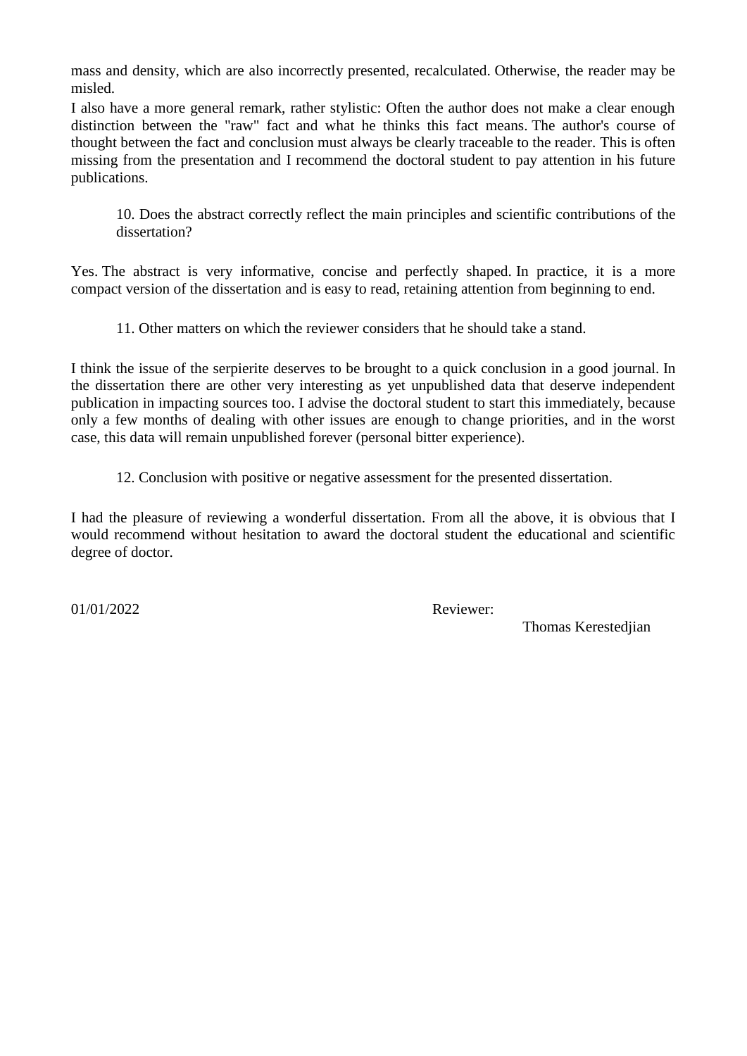mass and density, which are also incorrectly presented, recalculated. Otherwise, the reader may be misled.

I also have a more general remark, rather stylistic: Often the author does not make a clear enough distinction between the "raw" fact and what he thinks this fact means. The author's course of thought between the fact and conclusion must always be clearly traceable to the reader. This is often missing from the presentation and I recommend the doctoral student to pay attention in his future publications.

10. Does the abstract correctly reflect the main principles and scientific contributions of the dissertation?

Yes. The abstract is very informative, concise and perfectly shaped. In practice, it is a more compact version of the dissertation and is easy to read, retaining attention from beginning to end.

11. Other matters on which the reviewer considers that he should take a stand.

I think the issue of the serpierite deserves to be brought to a quick conclusion in a good journal. In the dissertation there are other very interesting as yet unpublished data that deserve independent publication in impacting sources too. I advise the doctoral student to start this immediately, because only a few months of dealing with other issues are enough to change priorities, and in the worst case, this data will remain unpublished forever (personal bitter experience).

12. Conclusion with positive or negative assessment for the presented dissertation.

I had the pleasure of reviewing a wonderful dissertation. From all the above, it is obvious that I would recommend without hesitation to award the doctoral student the educational and scientific degree of doctor.

01/01/2022 Reviewer:

Thomas Kerestedjian